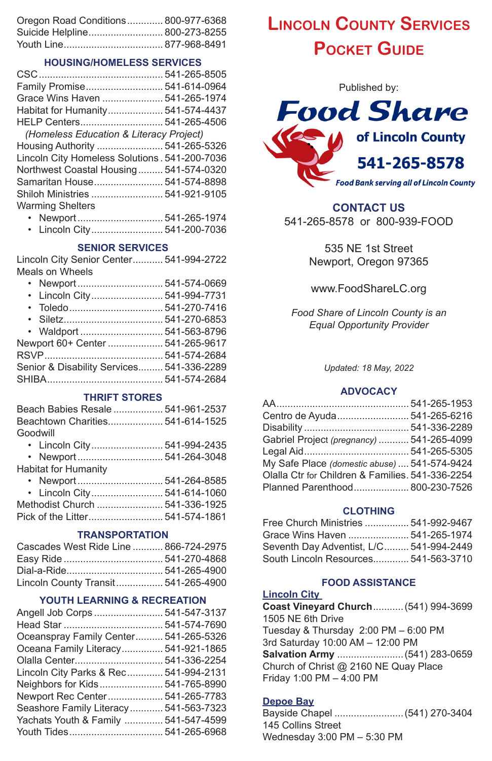Oregon Road Conditions............. 800-977-6368
Suicide Helpline........................... 800-273-8255
Youth Line.................................... 877-968-8491

### HOUSING/HOMELESS SERVICES

CSC............................................. 541-265-8505
Family Promise............................ 541-614-0964
Grace Wins Haven ...................... 541-265-1974
Habitat for Humanity.................... 541-574-4437
HELP Centers.............................. 541-265-4506
*(Homeless Education & Literacy Project)*
Housing Authority ........................ 541-265-5326
Lincoln City Homeless Solutions . 541-200-7036
Northwest Coastal Housing......... 541-574-0320
Samaritan House......................... 541-574-8898
Shiloh Ministries .......................... 541-921-9105
Warming Shelters
- Newport ............................... 541-265-1974
- Lincoln City .......................... 541-200-7036

### SENIOR SERVICES

Lincoln City Senior Center........... 541-994-2722
Meals on Wheels
- Newport ............................... 541-574-0669
- Lincoln City .......................... 541-994-7731
- Toledo .................................. 541-270-7416
- Siletz..................................... 541-270-6853
- Waldport ............................... 541-563-8796

Newport 60+ Center .................... 541-265-9617
RSVP............................................ 541-574-2684
Senior & Disability Services......... 541-336-2289
SHIBA........................................... 541-574-2684

### THRIFT STORES

Beach Babies Resale .................. 541-961-2537
Beachtown Charities.................... 541-614-1525
Goodwill
- Lincoln City .......................... 541-994-2435
- Newport ............................... 541-264-3048

Habitat for Humanity
- Newport ............................... 541-264-8585
- Lincoln City .......................... 541-614-1060

Methodist Church ........................ 541-336-1925
Pick of the Litter........................... 541-574-1861

### TRANSPORTATION

Cascades West Ride Line ........... 866-724-2975
Easy Ride .................................... 541-270-4868
Dial-a-Ride................................... 541-265-4900
Lincoln County Transit................. 541-265-4900

### YOUTH LEARNING & RECREATION

Angell Job Corps ......................... 541-547-3137
Head Star ..................................... 541-574-7690
Oceanspray Family Center.......... 541-265-5326
Oceana Family Literacy............... 541-921-1865
Olalla Center................................ 541-336-2254
Lincoln City Parks & Rec............. 541-994-2131
Neighbors for Kids....................... 541-765-8990
Newport Rec Center.................... 541-265-7783
Seashore Family Literacy............ 541-563-7323
Yachats Youth & Family .............. 541-547-4599
Youth Tides.................................. 541-265-6968

# Lincoln County Services Pocket Guide

Published by:

**Food Share of Lincoln County**
**541-265-8578**
*Food Bank serving all of Lincoln County*

### CONTACT US

541-265-8578 or 800-939-FOOD

535 NE 1st Street
Newport, Oregon 97365

www.FoodShareLC.org

*Food Share of Lincoln County is an Equal Opportunity Provider*

*Updated: 18 May, 2022*

### ADVOCACY

AA............................................... 541-265-1953
Centro de Ayuda.......................... 541-265-6216
Disability ..................................... 541-336-2289
Gabriel Project *(pregnancy)* ........... 541-265-4099
Legal Aid...................................... 541-265-5305
My Safe Place *(domestic abuse)* .... 541-574-9424
Olalla Ctr for Children & Families. 541-336-2254
Planned Parenthood.................... 800-230-7526

### CLOTHING

Free Church Ministries ................ 541-992-9467
Grace Wins Haven ...................... 541-265-1974
Seventh Day Adventist, L/C......... 541-994-2449
South Lincoln Resources............. 541-563-3710

### FOOD ASSISTANCE

**Lincoln City**

**Coast Vineyard Church**........... (541) 994-3699
1505 NE 6th Drive
Tuesday & Thursday 2:00 PM – 6:00 PM
3rd Saturday 10:00 AM – 12:00 PM

**Salvation Army** ........................ (541) 283-0659
Church of Christ @ 2160 NE Quay Place
Friday 1:00 PM – 4:00 PM

**Depoe Bay**

Bayside Chapel ......................... (541) 270-3404
145 Collins Street
Wednesday 3:00 PM – 5:30 PM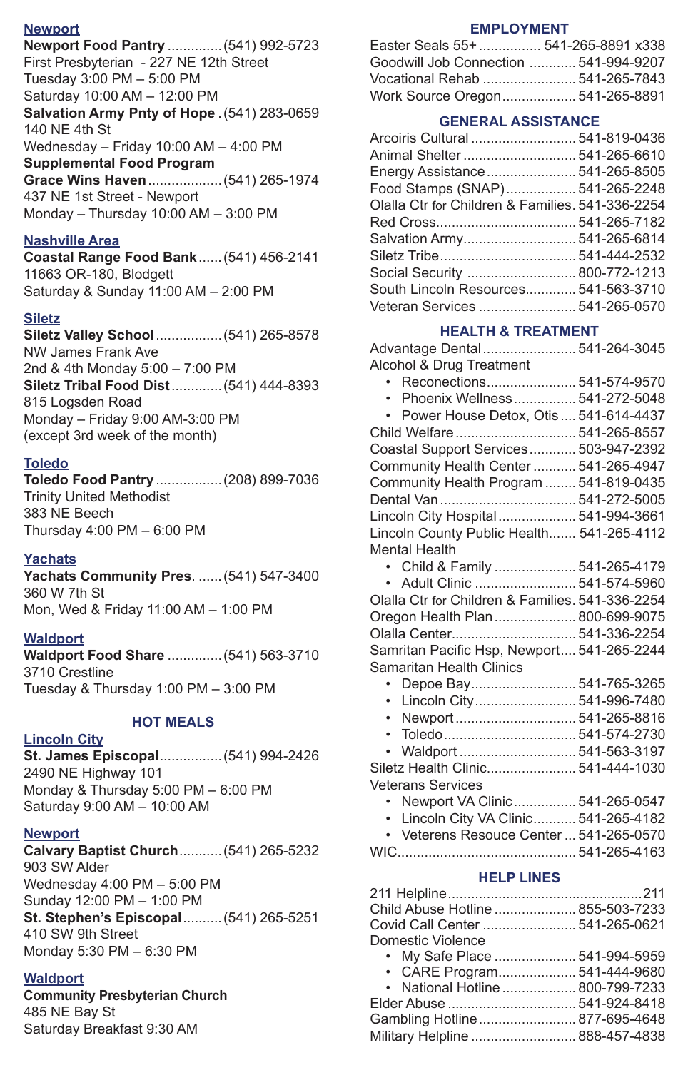**Newport**

**Newport Food Pantry** .............. (541) 992-5723
First Presbyterian - 227 NE 12th Street
Tuesday 3:00 PM – 5:00 PM
Saturday 10:00 AM – 12:00 PM

**Salvation Army Pnty of Hope** . (541) 283-0659
140 NE 4th St
Wednesday – Friday 10:00 AM – 4:00 PM

**Supplemental Food Program**

**Grace Wins Haven** ................... (541) 265-1974
437 NE 1st Street - Newport
Monday – Thursday 10:00 AM – 3:00 PM

**Nashville Area**

**Coastal Range Food Bank** ...... (541) 456-2141
11663 OR-180, Blodgett
Saturday & Sunday 11:00 AM – 2:00 PM

**Siletz**

**Siletz Valley School** ................. (541) 265-8578
NW James Frank Ave
2nd & 4th Monday 5:00 – 7:00 PM

**Siletz Tribal Food Dist** ............. (541) 444-8393
815 Logsden Road
Monday – Friday 9:00 AM-3:00 PM
(except 3rd week of the month)

**Toledo**

**Toledo Food Pantry** ................. (208) 899-7036
Trinity United Methodist
383 NE Beech
Thursday 4:00 PM – 6:00 PM

**Yachats**

**Yachats Community Pres.** ...... (541) 547-3400
360 W 7th St
Mon, Wed & Friday 11:00 AM – 1:00 PM

**Waldport**

**Waldport Food Share** .............. (541) 563-3710
3710 Crestline
Tuesday & Thursday 1:00 PM – 3:00 PM

## HOT MEALS

**Lincoln City**

**St. James Episcopal** ................ (541) 994-2426
2490 NE Highway 101
Monday & Thursday 5:00 PM – 6:00 PM
Saturday 9:00 AM – 10:00 AM

**Newport**

**Calvary Baptist Church** ........... (541) 265-5232
903 SW Alder
Wednesday 4:00 PM – 5:00 PM
Sunday 12:00 PM – 1:00 PM

**St. Stephen's Episcopal** .......... (541) 265-5251
410 SW 9th Street
Monday 5:30 PM – 6:30 PM

**Waldport**

**Community Presbyterian Church**
485 NE Bay St
Saturday Breakfast 9:30 AM

## EMPLOYMENT

Easter Seals 55+ ................ 541-265-8891 x338
Goodwill Job Connection ............ 541-994-9207
Vocational Rehab ........................ 541-265-7843
Work Source Oregon ................... 541-265-8891

## GENERAL ASSISTANCE

Arcoiris Cultural ........................... 541-819-0436
Animal Shelter ............................. 541-265-6610
Energy Assistance ....................... 541-265-8505
Food Stamps (SNAP) .................. 541-265-2248
Olalla Ctr for Children & Families. 541-336-2254
Red Cross .................................... 541-265-7182
Salvation Army ............................. 541-265-6814
Siletz Tribe ................................... 541-444-2532
Social Security ............................ 800-772-1213
South Lincoln Resources ............. 541-563-3710
Veteran Services ......................... 541-265-0570

## HEALTH & TREATMENT

Advantage Dental ........................ 541-264-3045
Alcohol & Drug Treatment
- Reconnections ........................ 541-574-9570
- Phoenix Wellness ................ 541-272-5048
- Power House Detox, Otis .... 541-614-4437

Child Welfare ............................... 541-265-8557
Coastal Support Services ............ 503-947-2392
Community Health Center ........... 541-265-4947
Community Health Program ........ 541-819-0435
Dental Van ................................... 541-272-5005
Lincoln City Hospital .................... 541-994-3661
Lincoln County Public Health ....... 541-265-4112
Mental Health
- Child & Family .................... 541-265-4179
- Adult Clinic .......................... 541-574-5960

Olalla Ctr for Children & Families. 541-336-2254
Oregon Health Plan ..................... 800-699-9075
Olalla Center ................................ 541-336-2254
Samritan Pacific Hsp, Newport .... 541-265-2244
Samaritan Health Clinics
- Depoe Bay ........................... 541-765-3265
- Lincoln City .......................... 541-996-7480
- Newport ............................... 541-265-8816
- Toledo .................................. 541-574-2730
- Waldport .............................. 541-563-3197

Siletz Health Clinic ....................... 541-444-1030
Veterans Services
- Newport VA Clinic ................ 541-265-0547
- Lincoln City VA Clinic ........... 541-265-4182
- Veterens Resouce Center ... 541-265-0570

WIC ............................................. 541-265-4163

## HELP LINES

211 Helpline .................................................. 211
Child Abuse Hotline ..................... 855-503-7233
Covid Call Center ........................ 541-265-0621
Domestic Violence
- My Safe Place ..................... 541-994-5959
- CARE Program .................... 541-444-9680
- National Hotline ................... 800-799-7233

Elder Abuse ................................. 541-924-8418
Gambling Hotline ......................... 877-695-4648
Military Helpline .......................... 888-457-4838